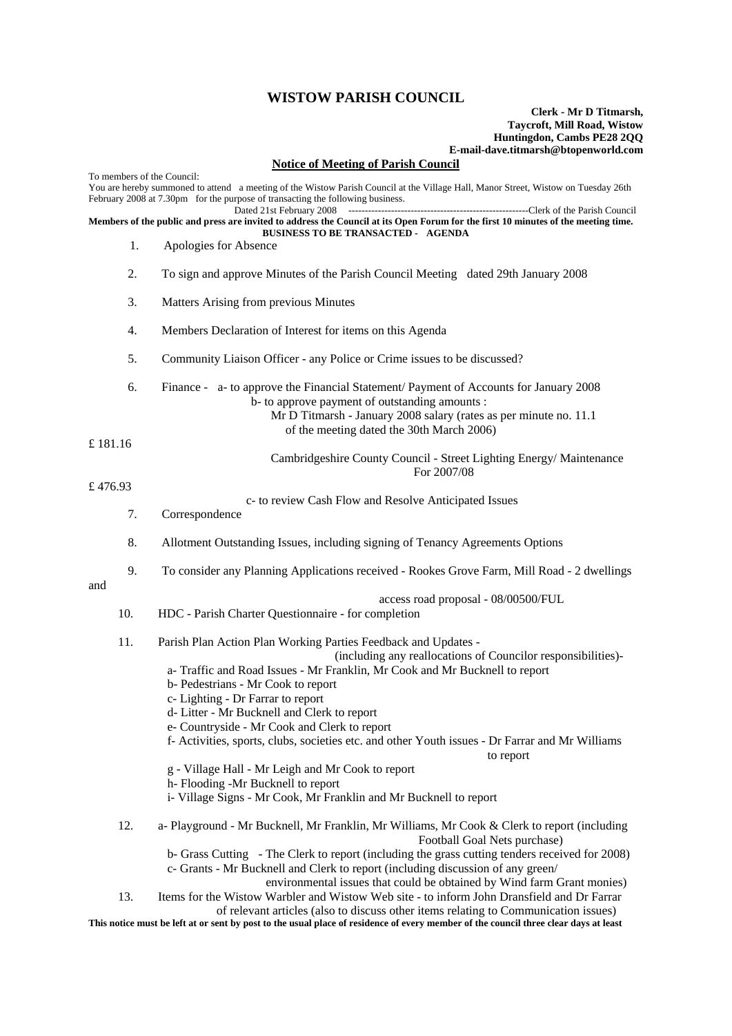# WISTOW PARISH COUNCIL

**Clerk - Mr D Titmarsh,**
**Taycroft, Mill Road, Wistow**
**Huntingdon, Cambs PE28 2QQ**
**E-mail-dave.titmarsh@btopenworld.com**

## Notice of Meeting of Parish Council

To members of the Council:

You are hereby summoned to attend a meeting of the Wistow Parish Council at the Village Hall, Manor Street, Wistow on Tuesday 26th February 2008 at 7.30pm for the purpose of transacting the following business.

Dated 21st February 2008 ------------------------------------------------------Clerk of the Parish Council

**Members of the public and press are invited to address the Council at its Open Forum for the first 10 minutes of the meeting time.**

**BUSINESS TO BE TRANSACTED - AGENDA**

1. Apologies for Absence

2. To sign and approve Minutes of the Parish Council Meeting dated 29th January 2008

3. Matters Arising from previous Minutes

4. Members Declaration of Interest for items on this Agenda

5. Community Liaison Officer - any Police or Crime issues to be discussed?

6. Finance - a- to approve the Financial Statement/ Payment of Accounts for January 2008
   b- to approve payment of outstanding amounts :
   Mr D Titmarsh - January 2008 salary (rates as per minute no. 11.1 of the meeting dated the 30th March 2006) £ 181.16
   Cambridgeshire County Council - Street Lighting Energy/ Maintenance For 2007/08 £ 476.93
   c- to review Cash Flow and Resolve Anticipated Issues

7. Correspondence

8. Allotment Outstanding Issues, including signing of Tenancy Agreements Options

9. To consider any Planning Applications received - Rookes Grove Farm, Mill Road - 2 dwellings and access road proposal - 08/00500/FUL

10. HDC - Parish Charter Questionnaire - for completion

11. Parish Plan Action Plan Working Parties Feedback and Updates - (including any reallocations of Councilor responsibilities)-
    a- Traffic and Road Issues - Mr Franklin, Mr Cook and Mr Bucknell to report
    b- Pedestrians - Mr Cook to report
    c- Lighting - Dr Farrar to report
    d- Litter - Mr Bucknell and Clerk to report
    e- Countryside - Mr Cook and Clerk to report
    f- Activities, sports, clubs, societies etc. and other Youth issues - Dr Farrar and Mr Williams to report
    g - Village Hall - Mr Leigh and Mr Cook to report
    h- Flooding -Mr Bucknell to report
    i- Village Signs - Mr Cook, Mr Franklin and Mr Bucknell to report

12. a- Playground - Mr Bucknell, Mr Franklin, Mr Williams, Mr Cook & Clerk to report (including Football Goal Nets purchase)
    b- Grass Cutting - The Clerk to report (including the grass cutting tenders received for 2008)
    c- Grants - Mr Bucknell and Clerk to report (including discussion of any green/ environmental issues that could be obtained by Wind farm Grant monies)

13. Items for the Wistow Warbler and Wistow Web site - to inform John Dransfield and Dr Farrar of relevant articles (also to discuss other items relating to Communication issues)

**This notice must be left at or sent by post to the usual place of residence of every member of the council three clear days at least**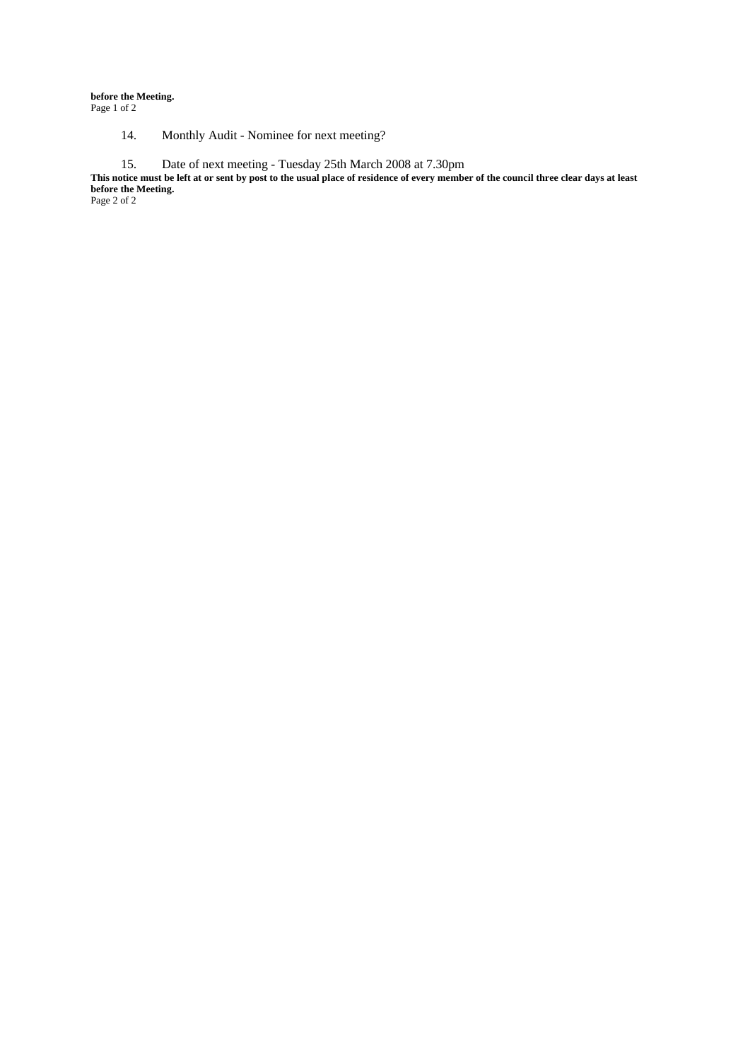14. Monthly Audit - Nominee for next meeting?

15. Date of next meeting - Tuesday 25th March 2008 at 7.30pm

**This notice must be left at or sent by post to the usual place of residence of every member of the council three clear days at least before the Meeting.**